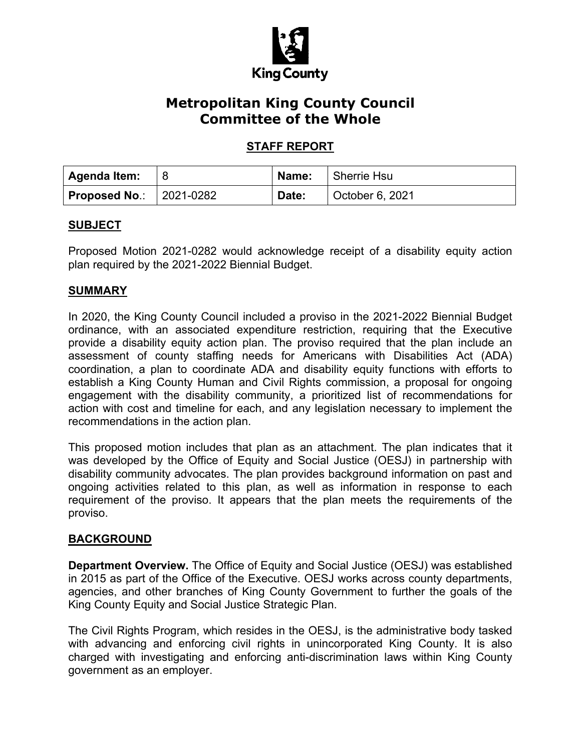King County

# Metropolitan King County Council
# Committee of the Whole

## STAFF REPORT

| | | | |
|---|---|---|---|
| **Agenda Item:** | 8 | **Name:** | Sherrie Hsu |
| **Proposed No.**: | 2021-0282 | **Date:** | October 6, 2021 |

## SUBJECT

Proposed Motion 2021-0282 would acknowledge receipt of a disability equity action plan required by the 2021-2022 Biennial Budget.

## SUMMARY

In 2020, the King County Council included a proviso in the 2021-2022 Biennial Budget ordinance, with an associated expenditure restriction, requiring that the Executive provide a disability equity action plan. The proviso required that the plan include an assessment of county staffing needs for Americans with Disabilities Act (ADA) coordination, a plan to coordinate ADA and disability equity functions with efforts to establish a King County Human and Civil Rights commission, a proposal for ongoing engagement with the disability community, a prioritized list of recommendations for action with cost and timeline for each, and any legislation necessary to implement the recommendations in the action plan.

This proposed motion includes that plan as an attachment. The plan indicates that it was developed by the Office of Equity and Social Justice (OESJ) in partnership with disability community advocates. The plan provides background information on past and ongoing activities related to this plan, as well as information in response to each requirement of the proviso. It appears that the plan meets the requirements of the proviso.

## BACKGROUND

**Department Overview.** The Office of Equity and Social Justice (OESJ) was established in 2015 as part of the Office of the Executive. OESJ works across county departments, agencies, and other branches of King County Government to further the goals of the King County Equity and Social Justice Strategic Plan.

The Civil Rights Program, which resides in the OESJ, is the administrative body tasked with advancing and enforcing civil rights in unincorporated King County. It is also charged with investigating and enforcing anti-discrimination laws within King County government as an employer.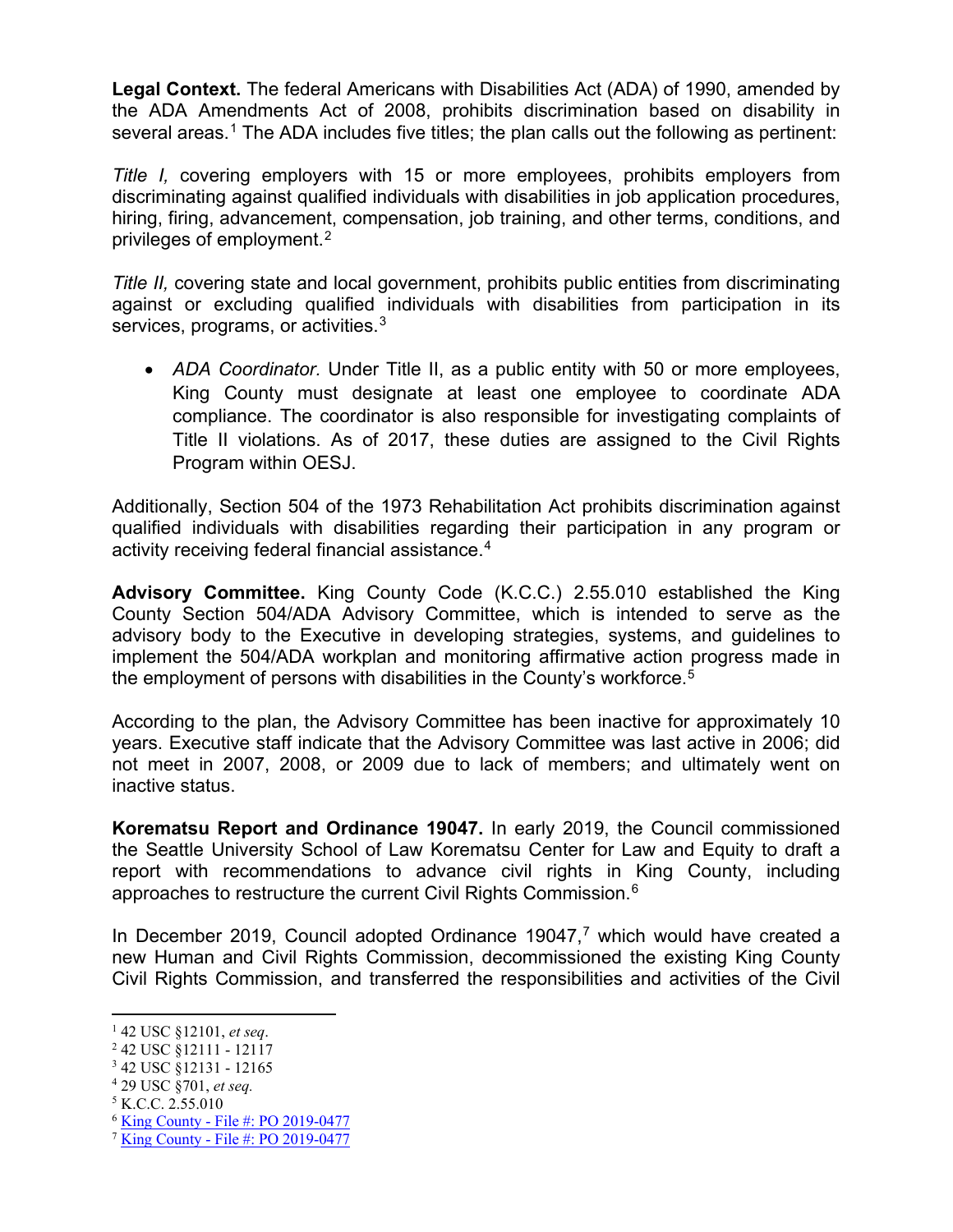**Legal Context.** The federal Americans with Disabilities Act (ADA) of 1990, amended by the ADA Amendments Act of 2008, prohibits discrimination based on disability in several areas.[1] The ADA includes five titles; the plan calls out the following as pertinent:

*Title I,* covering employers with 15 or more employees, prohibits employers from discriminating against qualified individuals with disabilities in job application procedures, hiring, firing, advancement, compensation, job training, and other terms, conditions, and privileges of employment.[2]

*Title II,* covering state and local government, prohibits public entities from discriminating against or excluding qualified individuals with disabilities from participation in its services, programs, or activities.[3]

- *ADA Coordinator.* Under Title II, as a public entity with 50 or more employees, King County must designate at least one employee to coordinate ADA compliance. The coordinator is also responsible for investigating complaints of Title II violations. As of 2017, these duties are assigned to the Civil Rights Program within OESJ.

Additionally, Section 504 of the 1973 Rehabilitation Act prohibits discrimination against qualified individuals with disabilities regarding their participation in any program or activity receiving federal financial assistance.[4]

**Advisory Committee.** King County Code (K.C.C.) 2.55.010 established the King County Section 504/ADA Advisory Committee, which is intended to serve as the advisory body to the Executive in developing strategies, systems, and guidelines to implement the 504/ADA workplan and monitoring affirmative action progress made in the employment of persons with disabilities in the County's workforce.[5]

According to the plan, the Advisory Committee has been inactive for approximately 10 years. Executive staff indicate that the Advisory Committee was last active in 2006; did not meet in 2007, 2008, or 2009 due to lack of members; and ultimately went on inactive status.

**Korematsu Report and Ordinance 19047.** In early 2019, the Council commissioned the Seattle University School of Law Korematsu Center for Law and Equity to draft a report with recommendations to advance civil rights in King County, including approaches to restructure the current Civil Rights Commission.[6]

In December 2019, Council adopted Ordinance 19047,[7] which would have created a new Human and Civil Rights Commission, decommissioned the existing King County Civil Rights Commission, and transferred the responsibilities and activities of the Civil

---

[1] 42 USC §12101, *et seq*.
[2] 42 USC §12111 - 12117
[3] 42 USC §12131 - 12165
[4] 29 USC §701, *et seq.*
[5] K.C.C. 2.55.010
[6] King County - File #: PO 2019-0477
[7] King County - File #: PO 2019-0477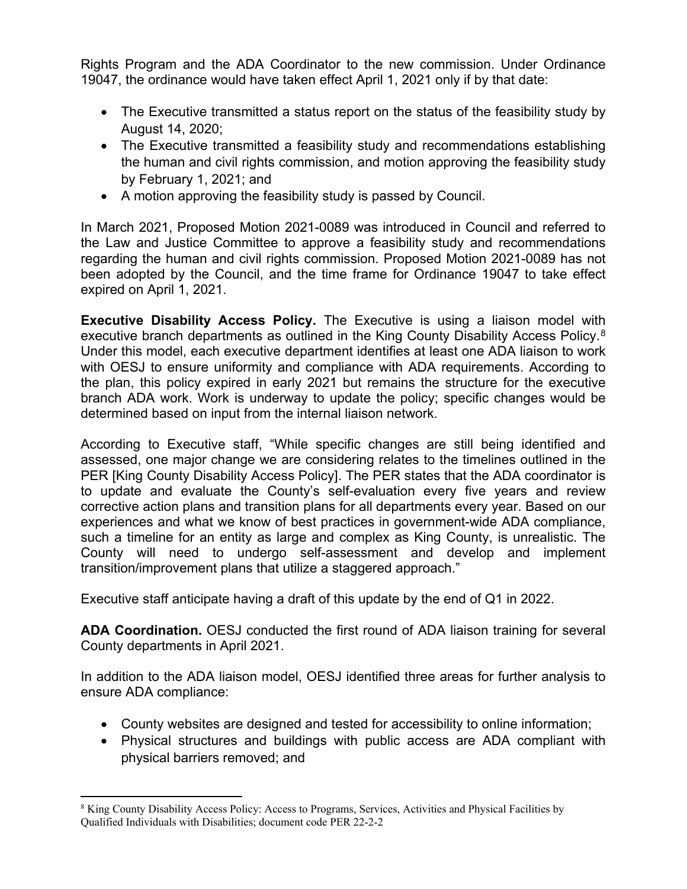Rights Program and the ADA Coordinator to the new commission. Under Ordinance 19047, the ordinance would have taken effect April 1, 2021 only if by that date:

- The Executive transmitted a status report on the status of the feasibility study by August 14, 2020;
- The Executive transmitted a feasibility study and recommendations establishing the human and civil rights commission, and motion approving the feasibility study by February 1, 2021; and
- A motion approving the feasibility study is passed by Council.

In March 2021, Proposed Motion 2021-0089 was introduced in Council and referred to the Law and Justice Committee to approve a feasibility study and recommendations regarding the human and civil rights commission. Proposed Motion 2021-0089 has not been adopted by the Council, and the time frame for Ordinance 19047 to take effect expired on April 1, 2021.

**Executive Disability Access Policy.** The Executive is using a liaison model with executive branch departments as outlined in the King County Disability Access Policy.[8] Under this model, each executive department identifies at least one ADA liaison to work with OESJ to ensure uniformity and compliance with ADA requirements. According to the plan, this policy expired in early 2021 but remains the structure for the executive branch ADA work. Work is underway to update the policy; specific changes would be determined based on input from the internal liaison network.

According to Executive staff, "While specific changes are still being identified and assessed, one major change we are considering relates to the timelines outlined in the PER [King County Disability Access Policy]. The PER states that the ADA coordinator is to update and evaluate the County's self-evaluation every five years and review corrective action plans and transition plans for all departments every year. Based on our experiences and what we know of best practices in government-wide ADA compliance, such a timeline for an entity as large and complex as King County, is unrealistic. The County will need to undergo self-assessment and develop and implement transition/improvement plans that utilize a staggered approach."

Executive staff anticipate having a draft of this update by the end of Q1 in 2022.

**ADA Coordination.** OESJ conducted the first round of ADA liaison training for several County departments in April 2021.

In addition to the ADA liaison model, OESJ identified three areas for further analysis to ensure ADA compliance:

- County websites are designed and tested for accessibility to online information;
- Physical structures and buildings with public access are ADA compliant with physical barriers removed; and

[8] King County Disability Access Policy: Access to Programs, Services, Activities and Physical Facilities by Qualified Individuals with Disabilities; document code PER 22-2-2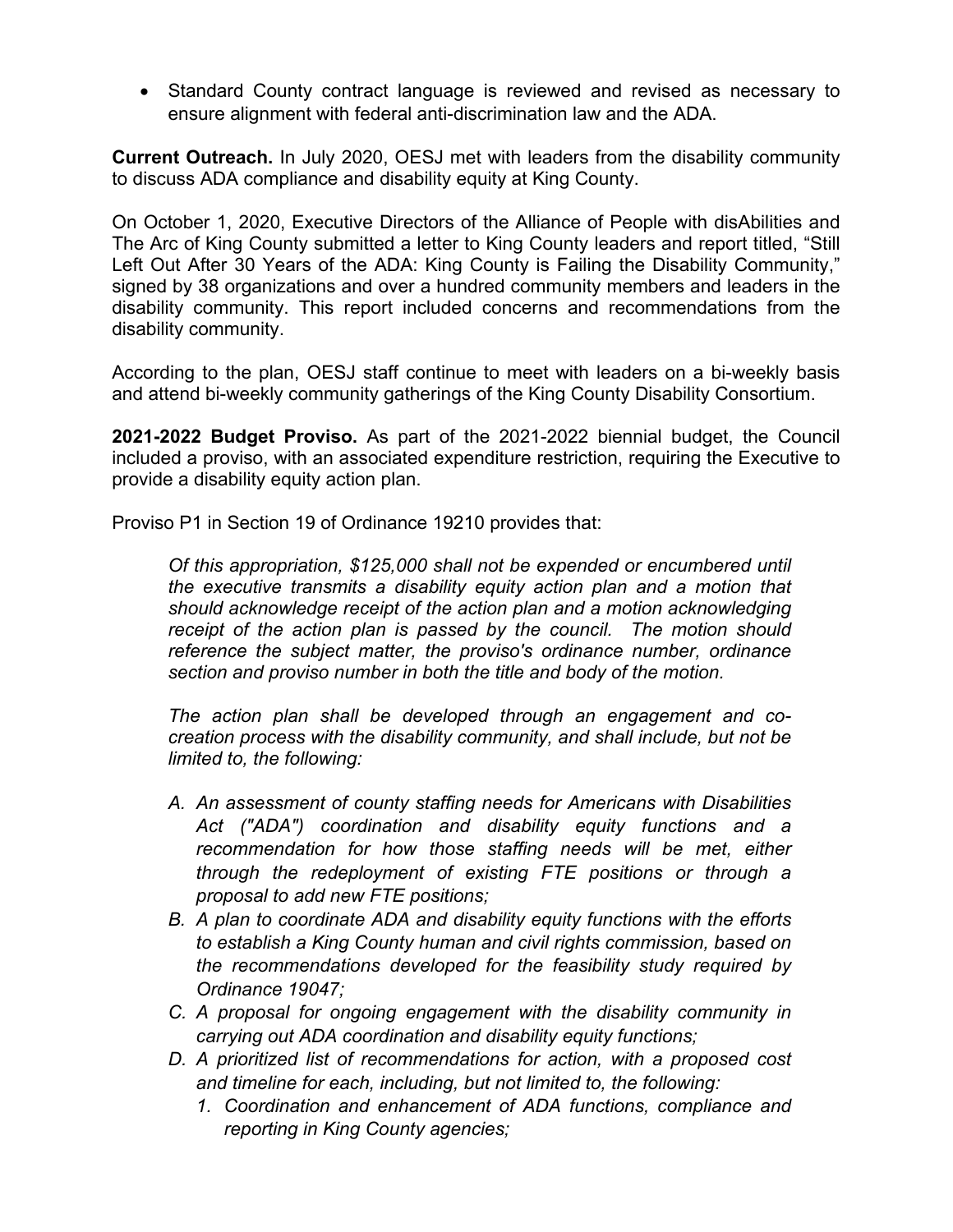- Standard County contract language is reviewed and revised as necessary to ensure alignment with federal anti-discrimination law and the ADA.

**Current Outreach.** In July 2020, OESJ met with leaders from the disability community to discuss ADA compliance and disability equity at King County.

On October 1, 2020, Executive Directors of the Alliance of People with disAbilities and The Arc of King County submitted a letter to King County leaders and report titled, "Still Left Out After 30 Years of the ADA: King County is Failing the Disability Community," signed by 38 organizations and over a hundred community members and leaders in the disability community. This report included concerns and recommendations from the disability community.

According to the plan, OESJ staff continue to meet with leaders on a bi-weekly basis and attend bi-weekly community gatherings of the King County Disability Consortium.

**2021-2022 Budget Proviso.** As part of the 2021-2022 biennial budget, the Council included a proviso, with an associated expenditure restriction, requiring the Executive to provide a disability equity action plan.

Proviso P1 in Section 19 of Ordinance 19210 provides that:

> *Of this appropriation, $125,000 shall not be expended or encumbered until the executive transmits a disability equity action plan and a motion that should acknowledge receipt of the action plan and a motion acknowledging receipt of the action plan is passed by the council. The motion should reference the subject matter, the proviso's ordinance number, ordinance section and proviso number in both the title and body of the motion.*
>
> *The action plan shall be developed through an engagement and co-creation process with the disability community, and shall include, but not be limited to, the following:*
>
> *A. An assessment of county staffing needs for Americans with Disabilities Act ("ADA") coordination and disability equity functions and a recommendation for how those staffing needs will be met, either through the redeployment of existing FTE positions or through a proposal to add new FTE positions;*
> *B. A plan to coordinate ADA and disability equity functions with the efforts to establish a King County human and civil rights commission, based on the recommendations developed for the feasibility study required by Ordinance 19047;*
> *C. A proposal for ongoing engagement with the disability community in carrying out ADA coordination and disability equity functions;*
> *D. A prioritized list of recommendations for action, with a proposed cost and timeline for each, including, but not limited to, the following:*
> *1. Coordination and enhancement of ADA functions, compliance and reporting in King County agencies;*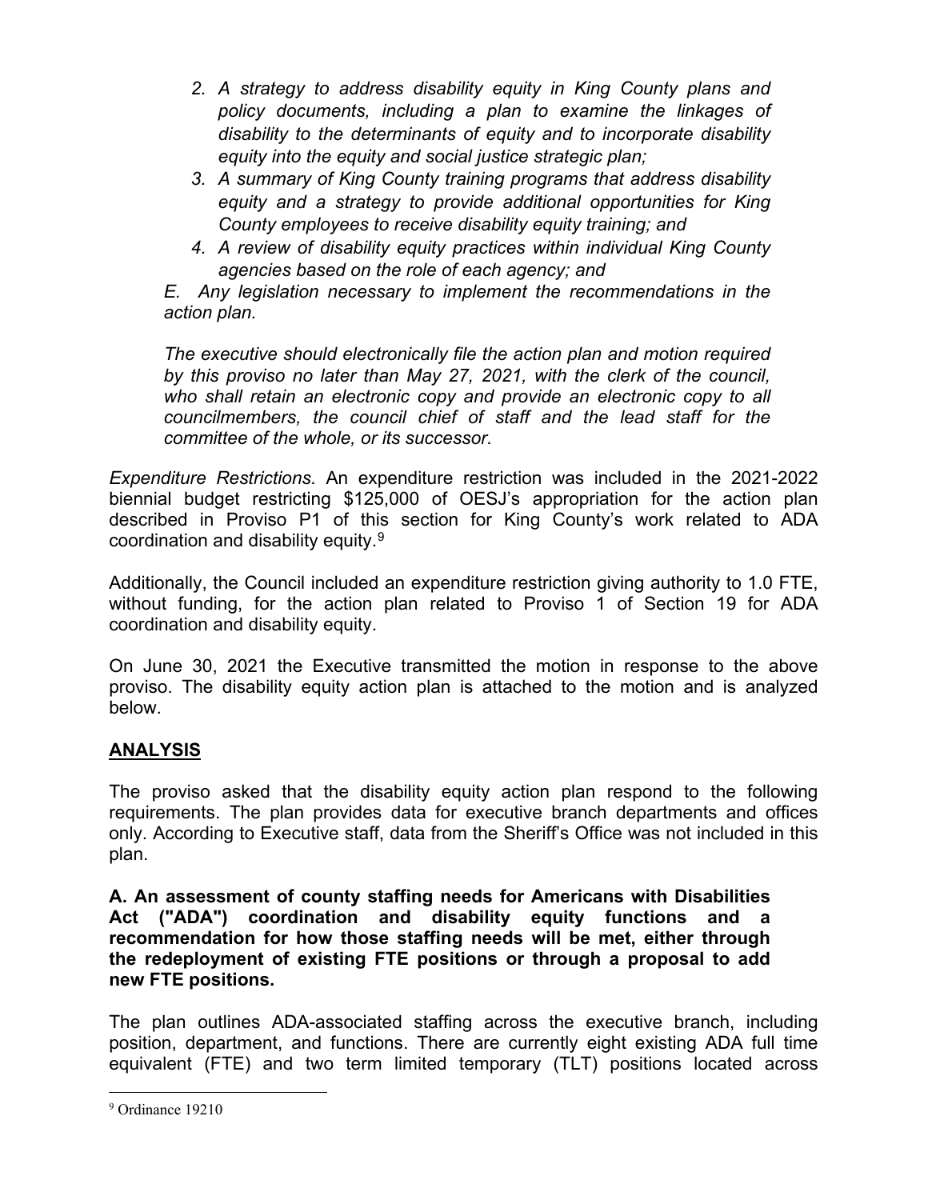> 2. *A strategy to address disability equity in King County plans and policy documents, including a plan to examine the linkages of disability to the determinants of equity and to incorporate disability equity into the equity and social justice strategic plan;*
> 3. *A summary of King County training programs that address disability equity and a strategy to provide additional opportunities for King County employees to receive disability equity training; and*
> 4. *A review of disability equity practices within individual King County agencies based on the role of each agency; and*
>
> *E. Any legislation necessary to implement the recommendations in the action plan.*
>
> *The executive should electronically file the action plan and motion required by this proviso no later than May 27, 2021, with the clerk of the council, who shall retain an electronic copy and provide an electronic copy to all councilmembers, the council chief of staff and the lead staff for the committee of the whole, or its successor.*

*Expenditure Restrictions.* An expenditure restriction was included in the 2021-2022 biennial budget restricting $125,000 of OESJ's appropriation for the action plan described in Proviso P1 of this section for King County's work related to ADA coordination and disability equity.[9]

Additionally, the Council included an expenditure restriction giving authority to 1.0 FTE, without funding, for the action plan related to Proviso 1 of Section 19 for ADA coordination and disability equity.

On June 30, 2021 the Executive transmitted the motion in response to the above proviso. The disability equity action plan is attached to the motion and is analyzed below.

## ANALYSIS

The proviso asked that the disability equity action plan respond to the following requirements. The plan provides data for executive branch departments and offices only. According to Executive staff, data from the Sheriff's Office was not included in this plan.

**A. An assessment of county staffing needs for Americans with Disabilities Act ("ADA") coordination and disability equity functions and a recommendation for how those staffing needs will be met, either through the redeployment of existing FTE positions or through a proposal to add new FTE positions.**

The plan outlines ADA-associated staffing across the executive branch, including position, department, and functions. There are currently eight existing ADA full time equivalent (FTE) and two term limited temporary (TLT) positions located across

[9] Ordinance 19210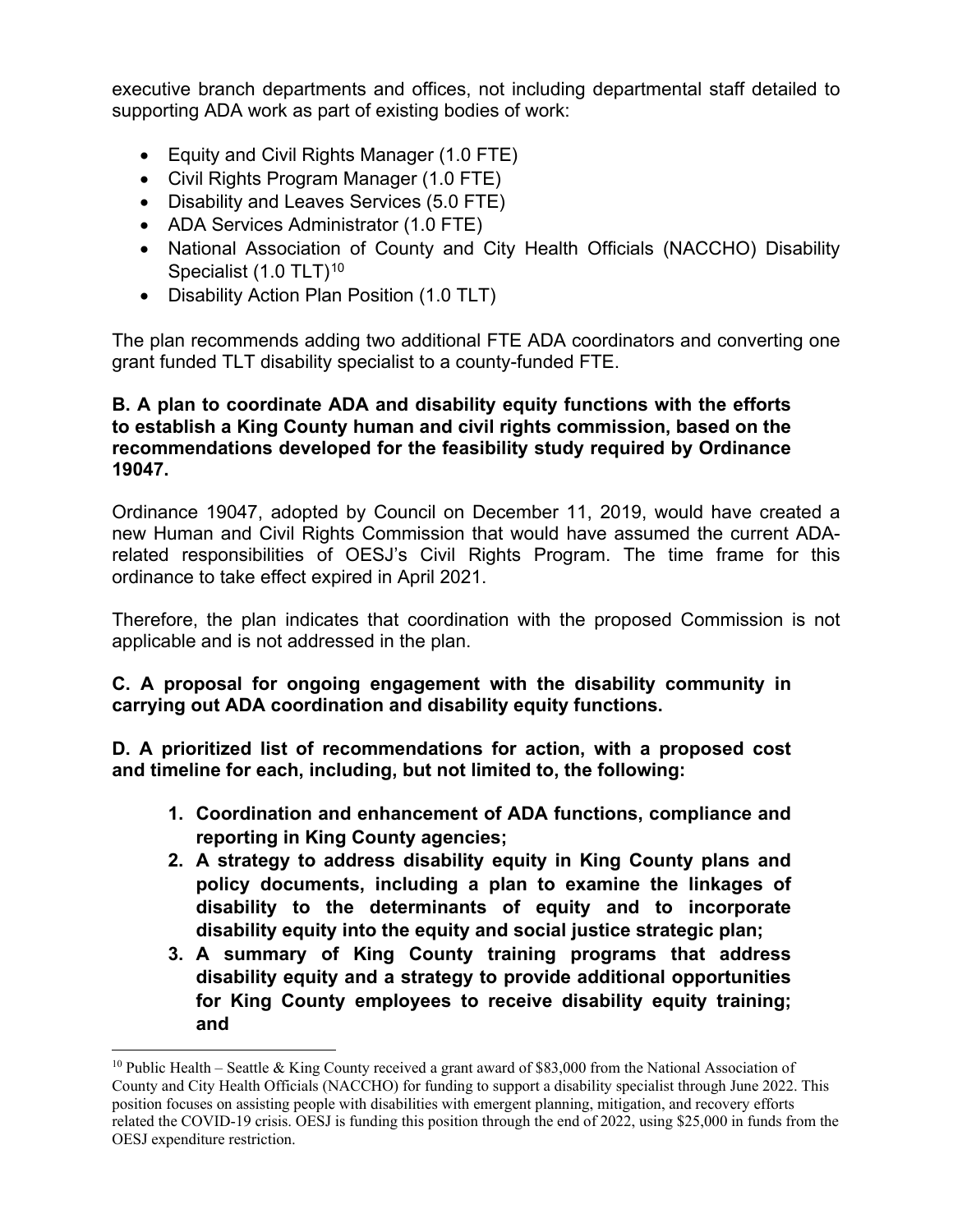executive branch departments and offices, not including departmental staff detailed to supporting ADA work as part of existing bodies of work:

- Equity and Civil Rights Manager (1.0 FTE)
- Civil Rights Program Manager (1.0 FTE)
- Disability and Leaves Services (5.0 FTE)
- ADA Services Administrator (1.0 FTE)
- National Association of County and City Health Officials (NACCHO) Disability Specialist (1.0 TLT)[10]
- Disability Action Plan Position (1.0 TLT)

The plan recommends adding two additional FTE ADA coordinators and converting one grant funded TLT disability specialist to a county-funded FTE.

**B. A plan to coordinate ADA and disability equity functions with the efforts to establish a King County human and civil rights commission, based on the recommendations developed for the feasibility study required by Ordinance 19047.**

Ordinance 19047, adopted by Council on December 11, 2019, would have created a new Human and Civil Rights Commission that would have assumed the current ADA-related responsibilities of OESJ's Civil Rights Program. The time frame for this ordinance to take effect expired in April 2021.

Therefore, the plan indicates that coordination with the proposed Commission is not applicable and is not addressed in the plan.

**C. A proposal for ongoing engagement with the disability community in carrying out ADA coordination and disability equity functions.**

**D. A prioritized list of recommendations for action, with a proposed cost and timeline for each, including, but not limited to, the following:**

1. **Coordination and enhancement of ADA functions, compliance and reporting in King County agencies;**
2. **A strategy to address disability equity in King County plans and policy documents, including a plan to examine the linkages of disability to the determinants of equity and to incorporate disability equity into the equity and social justice strategic plan;**
3. **A summary of King County training programs that address disability equity and a strategy to provide additional opportunities for King County employees to receive disability equity training; and**

[10] Public Health – Seattle & King County received a grant award of $83,000 from the National Association of County and City Health Officials (NACCHO) for funding to support a disability specialist through June 2022. This position focuses on assisting people with disabilities with emergent planning, mitigation, and recovery efforts related the COVID-19 crisis. OESJ is funding this position through the end of 2022, using $25,000 in funds from the OESJ expenditure restriction.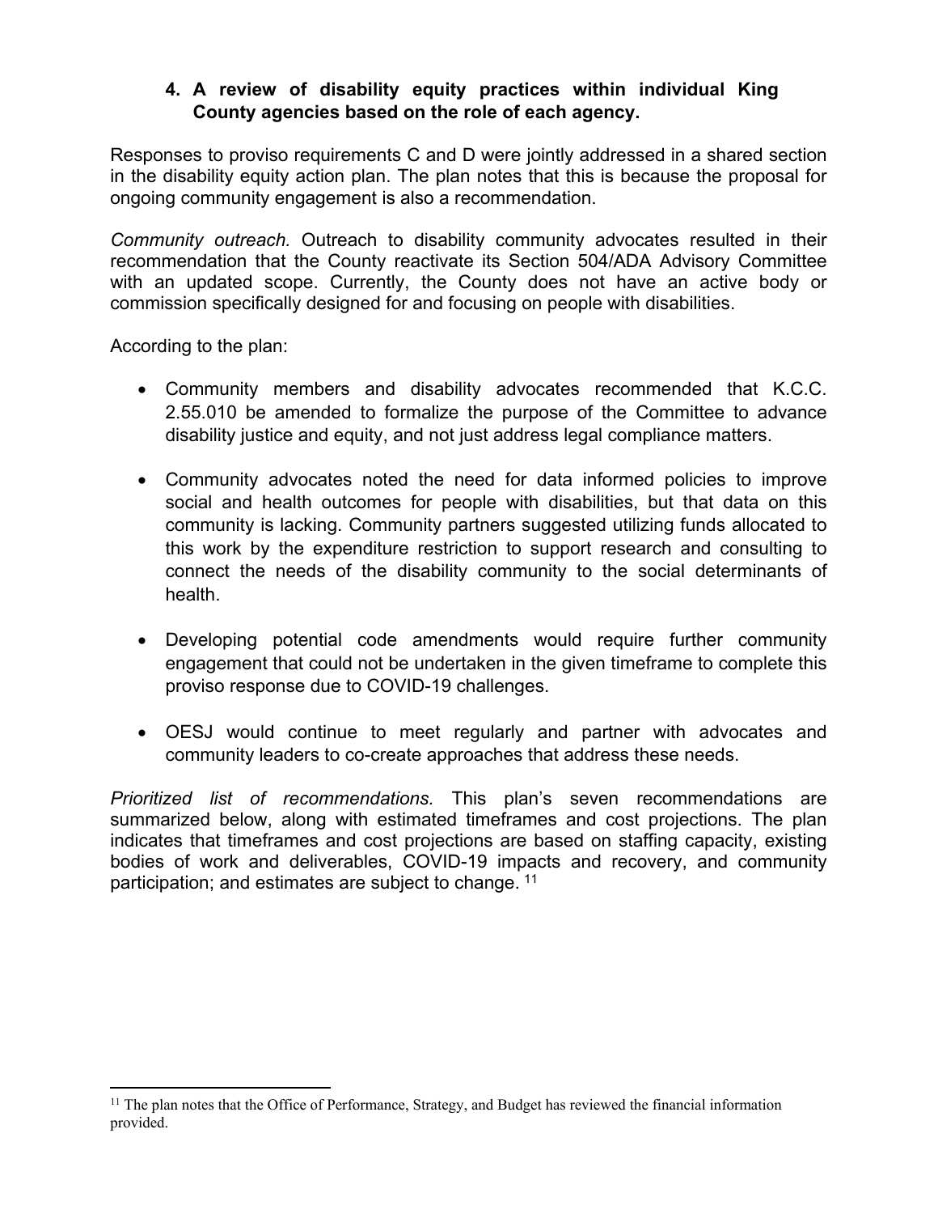**4. A review of disability equity practices within individual King County agencies based on the role of each agency.**

Responses to proviso requirements C and D were jointly addressed in a shared section in the disability equity action plan. The plan notes that this is because the proposal for ongoing community engagement is also a recommendation.

*Community outreach.* Outreach to disability community advocates resulted in their recommendation that the County reactivate its Section 504/ADA Advisory Committee with an updated scope. Currently, the County does not have an active body or commission specifically designed for and focusing on people with disabilities.

According to the plan:

- Community members and disability advocates recommended that K.C.C. 2.55.010 be amended to formalize the purpose of the Committee to advance disability justice and equity, and not just address legal compliance matters.
- Community advocates noted the need for data informed policies to improve social and health outcomes for people with disabilities, but that data on this community is lacking. Community partners suggested utilizing funds allocated to this work by the expenditure restriction to support research and consulting to connect the needs of the disability community to the social determinants of health.
- Developing potential code amendments would require further community engagement that could not be undertaken in the given timeframe to complete this proviso response due to COVID-19 challenges.
- OESJ would continue to meet regularly and partner with advocates and community leaders to co-create approaches that address these needs.

*Prioritized list of recommendations.* This plan's seven recommendations are summarized below, along with estimated timeframes and cost projections. The plan indicates that timeframes and cost projections are based on staffing capacity, existing bodies of work and deliverables, COVID-19 impacts and recovery, and community participation; and estimates are subject to change. [11]

[11] The plan notes that the Office of Performance, Strategy, and Budget has reviewed the financial information provided.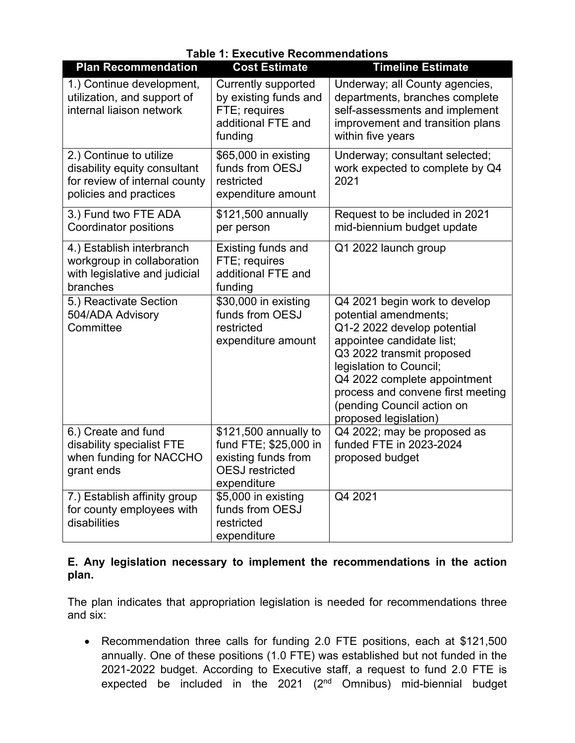**Table 1: Executive Recommendations**

| Plan Recommendation | Cost Estimate | Timeline Estimate |
|---|---|---|
| 1.) Continue development, utilization, and support of internal liaison network | Currently supported by existing funds and FTE; requires additional FTE and funding | Underway; all County agencies, departments, branches complete self-assessments and implement improvement and transition plans within five years |
| 2.) Continue to utilize disability equity consultant for review of internal county policies and practices | $65,000 in existing funds from OESJ restricted expenditure amount | Underway; consultant selected; work expected to complete by Q4 2021 |
| 3.) Fund two FTE ADA Coordinator positions | $121,500 annually per person | Request to be included in 2021 mid-biennium budget update |
| 4.) Establish interbranch workgroup in collaboration with legislative and judicial branches | Existing funds and FTE; requires additional FTE and funding | Q1 2022 launch group |
| 5.) Reactivate Section 504/ADA Advisory Committee | $30,000 in existing funds from OESJ restricted expenditure amount | Q4 2021 begin work to develop potential amendments; Q1-2 2022 develop potential appointee candidate list; Q3 2022 transmit proposed legislation to Council; Q4 2022 complete appointment process and convene first meeting (pending Council action on proposed legislation) |
| 6.) Create and fund disability specialist FTE when funding for NACCHO grant ends | $121,500 annually to fund FTE; $25,000 in existing funds from OESJ restricted expenditure | Q4 2022; may be proposed as funded FTE in 2023-2024 proposed budget |
| 7.) Establish affinity group for county employees with disabilities | $5,000 in existing funds from OESJ restricted expenditure | Q4 2021 |

**E. Any legislation necessary to implement the recommendations in the action plan.**

The plan indicates that appropriation legislation is needed for recommendations three and six:

- Recommendation three calls for funding 2.0 FTE positions, each at $121,500 annually. One of these positions (1.0 FTE) was established but not funded in the 2021-2022 budget. According to Executive staff, a request to fund 2.0 FTE is expected be included in the 2021 (2nd Omnibus) mid-biennial budget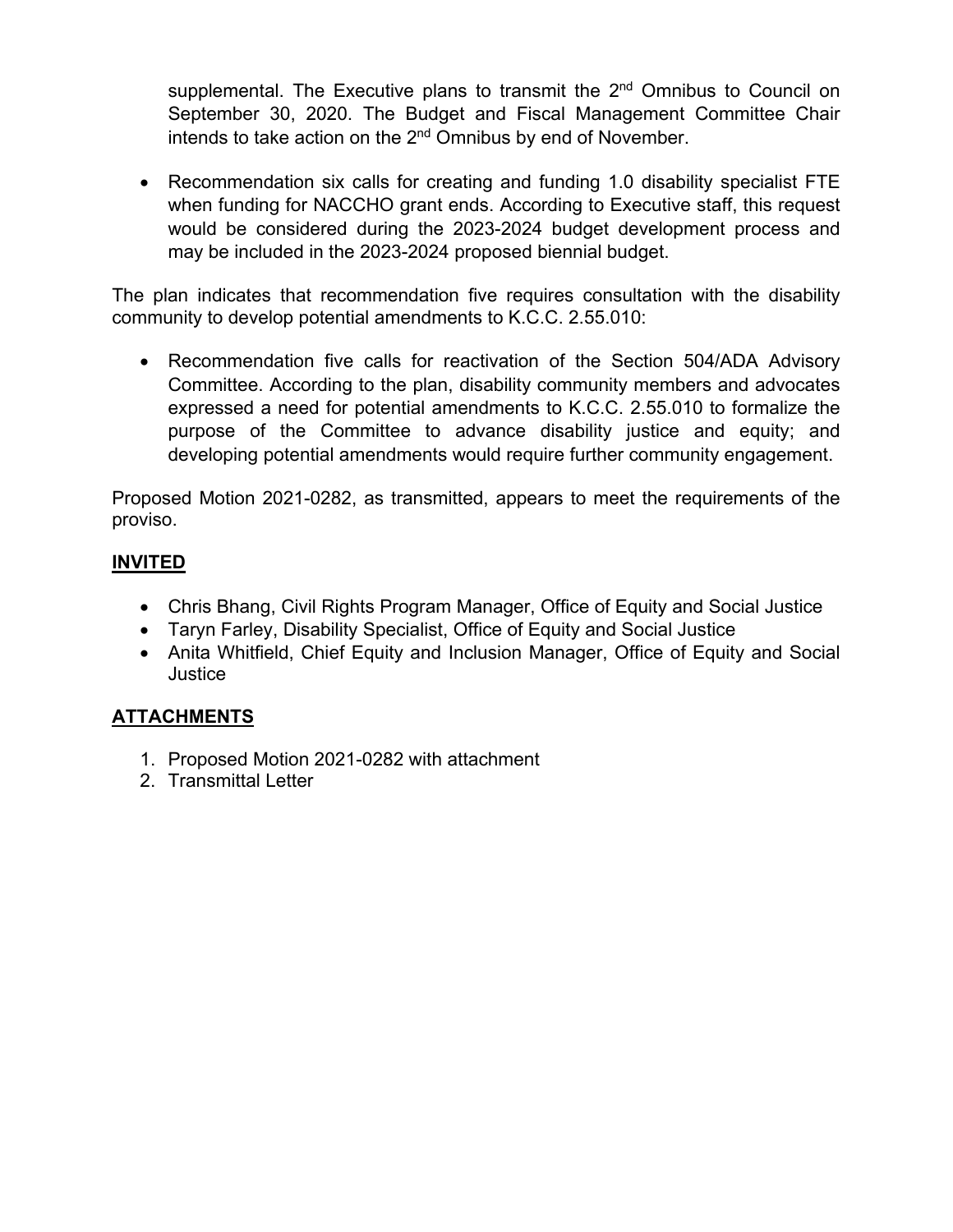supplemental. The Executive plans to transmit the 2nd Omnibus to Council on September 30, 2020. The Budget and Fiscal Management Committee Chair intends to take action on the 2nd Omnibus by end of November.

- Recommendation six calls for creating and funding 1.0 disability specialist FTE when funding for NACCHO grant ends. According to Executive staff, this request would be considered during the 2023-2024 budget development process and may be included in the 2023-2024 proposed biennial budget.

The plan indicates that recommendation five requires consultation with the disability community to develop potential amendments to K.C.C. 2.55.010:

- Recommendation five calls for reactivation of the Section 504/ADA Advisory Committee. According to the plan, disability community members and advocates expressed a need for potential amendments to K.C.C. 2.55.010 to formalize the purpose of the Committee to advance disability justice and equity; and developing potential amendments would require further community engagement.

Proposed Motion 2021-0282, as transmitted, appears to meet the requirements of the proviso.

## INVITED

- Chris Bhang, Civil Rights Program Manager, Office of Equity and Social Justice
- Taryn Farley, Disability Specialist, Office of Equity and Social Justice
- Anita Whitfield, Chief Equity and Inclusion Manager, Office of Equity and Social Justice

## ATTACHMENTS

1. Proposed Motion 2021-0282 with attachment
2. Transmittal Letter